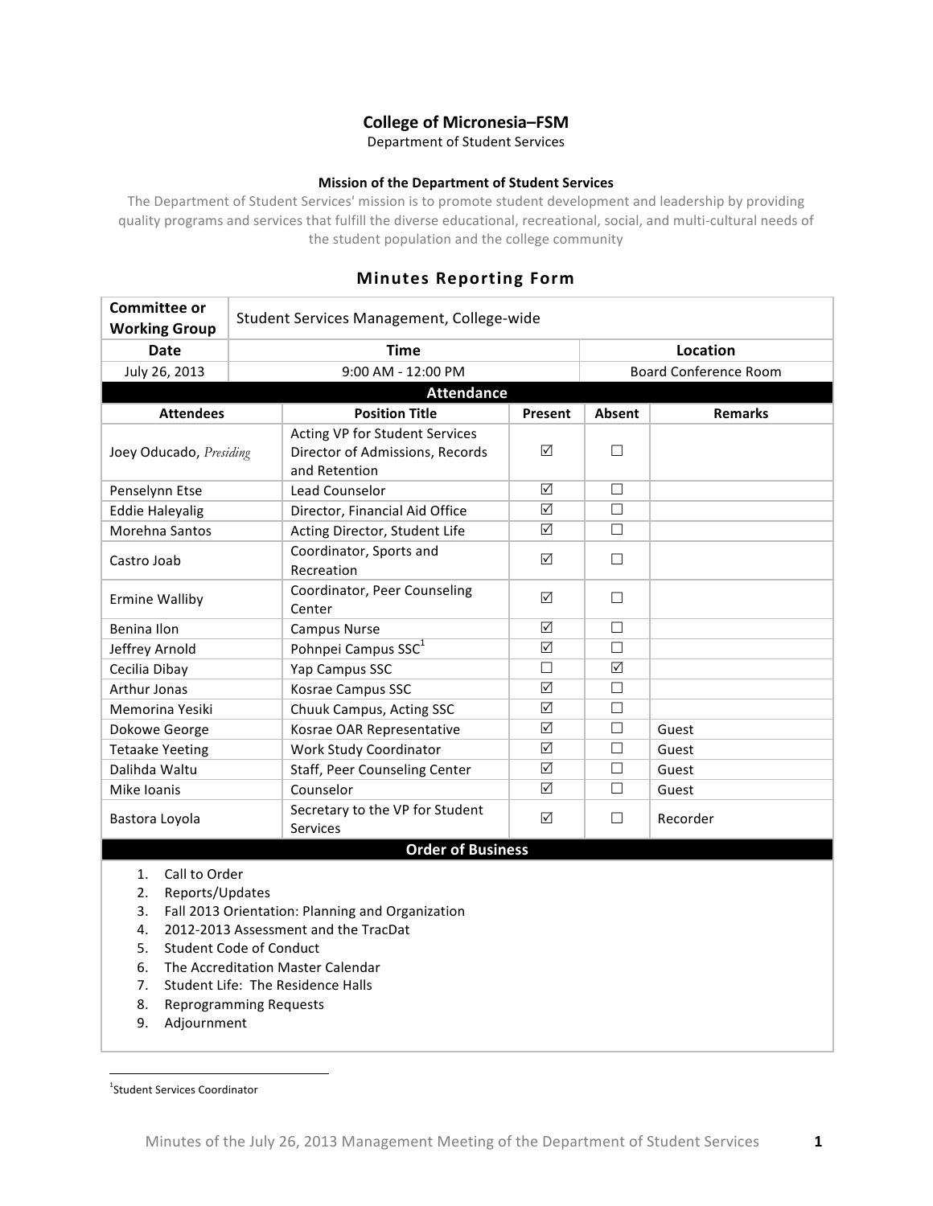# College of Micronesia–FSM

Department of Student Services

**Mission of the Department of Student Services**

The Department of Student Services' mission is to promote student development and leadership by providing quality programs and services that fulfill the diverse educational, recreational, social, and multi-cultural needs of the student population and the college community

## Minutes Reporting Form

| **Committee or Working Group** | Student Services Management, College-wide | |
|---|---|---|
| **Date** | **Time** | **Location** |
| July 26, 2013 | 9:00 AM - 12:00 PM | Board Conference Room |

**Attendance**

| Attendees | Position Title | Present | Absent | Remarks |
|---|---|---|---|---|
| Joey Oducado, *Presiding* | Acting VP for Student Services Director of Admissions, Records and Retention | ☑ | ☐ | |
| Penselynn Etse | Lead Counselor | ☑ | ☐ | |
| Eddie Haleyalig | Director, Financial Aid Office | ☑ | ☐ | |
| Morehna Santos | Acting Director, Student Life | ☑ | ☐ | |
| Castro Joab | Coordinator, Sports and Recreation | ☑ | ☐ | |
| Ermine Walliby | Coordinator, Peer Counseling Center | ☑ | ☐ | |
| Benina Ilon | Campus Nurse | ☑ | ☐ | |
| Jeffrey Arnold | Pohnpei Campus SSC[1] | ☑ | ☐ | |
| Cecilia Dibay | Yap Campus SSC | ☐ | ☑ | |
| Arthur Jonas | Kosrae Campus SSC | ☑ | ☐ | |
| Memorina Yesiki | Chuuk Campus, Acting SSC | ☑ | ☐ | |
| Dokowe George | Kosrae OAR Representative | ☑ | ☐ | Guest |
| Tetaake Yeeting | Work Study Coordinator | ☑ | ☐ | Guest |
| Dalihda Waltu | Staff, Peer Counseling Center | ☑ | ☐ | Guest |
| Mike Ioanis | Counselor | ☑ | ☐ | Guest |
| Bastora Loyola | Secretary to the VP for Student Services | ☑ | ☐ | Recorder |

**Order of Business**

1. Call to Order
2. Reports/Updates
3. Fall 2013 Orientation: Planning and Organization
4. 2012-2013 Assessment and the TracDat
5. Student Code of Conduct
6. The Accreditation Master Calendar
7. Student Life: The Residence Halls
8. Reprogramming Requests
9. Adjournment

[1] Student Services Coordinator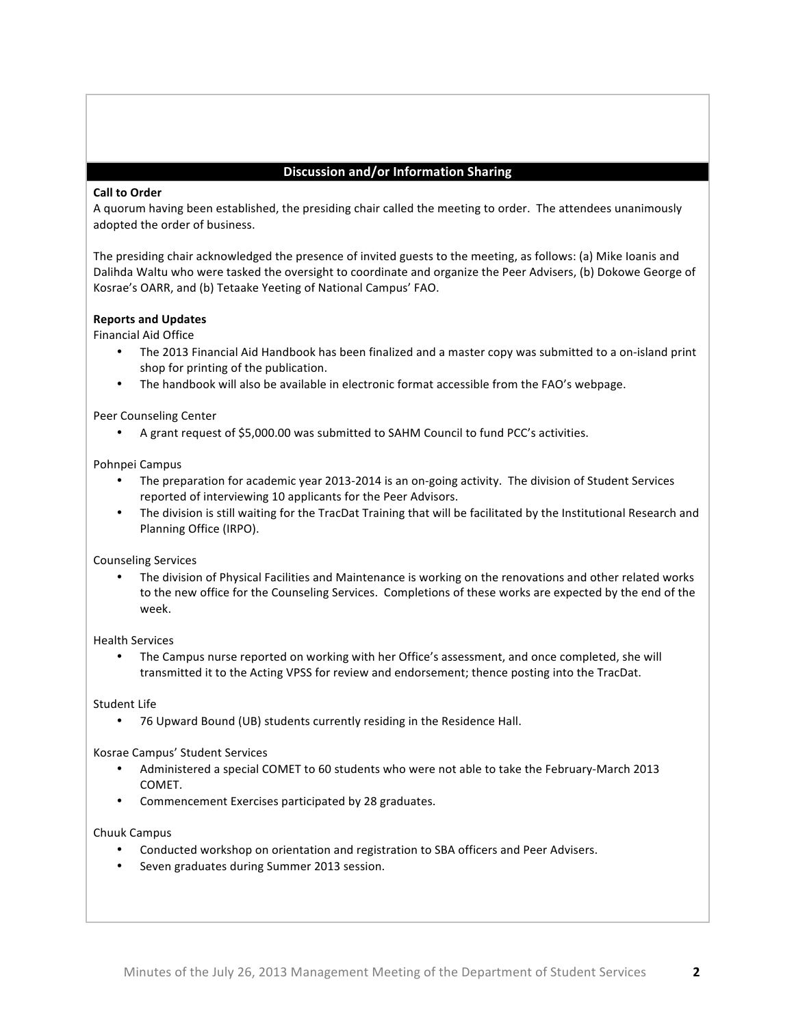## Discussion and/or Information Sharing

**Call to Order**

A quorum having been established, the presiding chair called the meeting to order. The attendees unanimously adopted the order of business.

The presiding chair acknowledged the presence of invited guests to the meeting, as follows: (a) Mike Ioanis and Dalihda Waltu who were tasked the oversight to coordinate and organize the Peer Advisers, (b) Dokowe George of Kosrae's OARR, and (b) Tetaake Yeeting of National Campus' FAO.

**Reports and Updates**

Financial Aid Office

- The 2013 Financial Aid Handbook has been finalized and a master copy was submitted to a on-island print shop for printing of the publication.
- The handbook will also be available in electronic format accessible from the FAO's webpage.

Peer Counseling Center

- A grant request of $5,000.00 was submitted to SAHM Council to fund PCC's activities.

Pohnpei Campus

- The preparation for academic year 2013-2014 is an on-going activity. The division of Student Services reported of interviewing 10 applicants for the Peer Advisors.
- The division is still waiting for the TracDat Training that will be facilitated by the Institutional Research and Planning Office (IRPO).

Counseling Services

- The division of Physical Facilities and Maintenance is working on the renovations and other related works to the new office for the Counseling Services. Completions of these works are expected by the end of the week.

Health Services

- The Campus nurse reported on working with her Office's assessment, and once completed, she will transmitted it to the Acting VPSS for review and endorsement; thence posting into the TracDat.

Student Life

- 76 Upward Bound (UB) students currently residing in the Residence Hall.

Kosrae Campus' Student Services

- Administered a special COMET to 60 students who were not able to take the February-March 2013 COMET.
- Commencement Exercises participated by 28 graduates.

Chuuk Campus

- Conducted workshop on orientation and registration to SBA officers and Peer Advisers.
- Seven graduates during Summer 2013 session.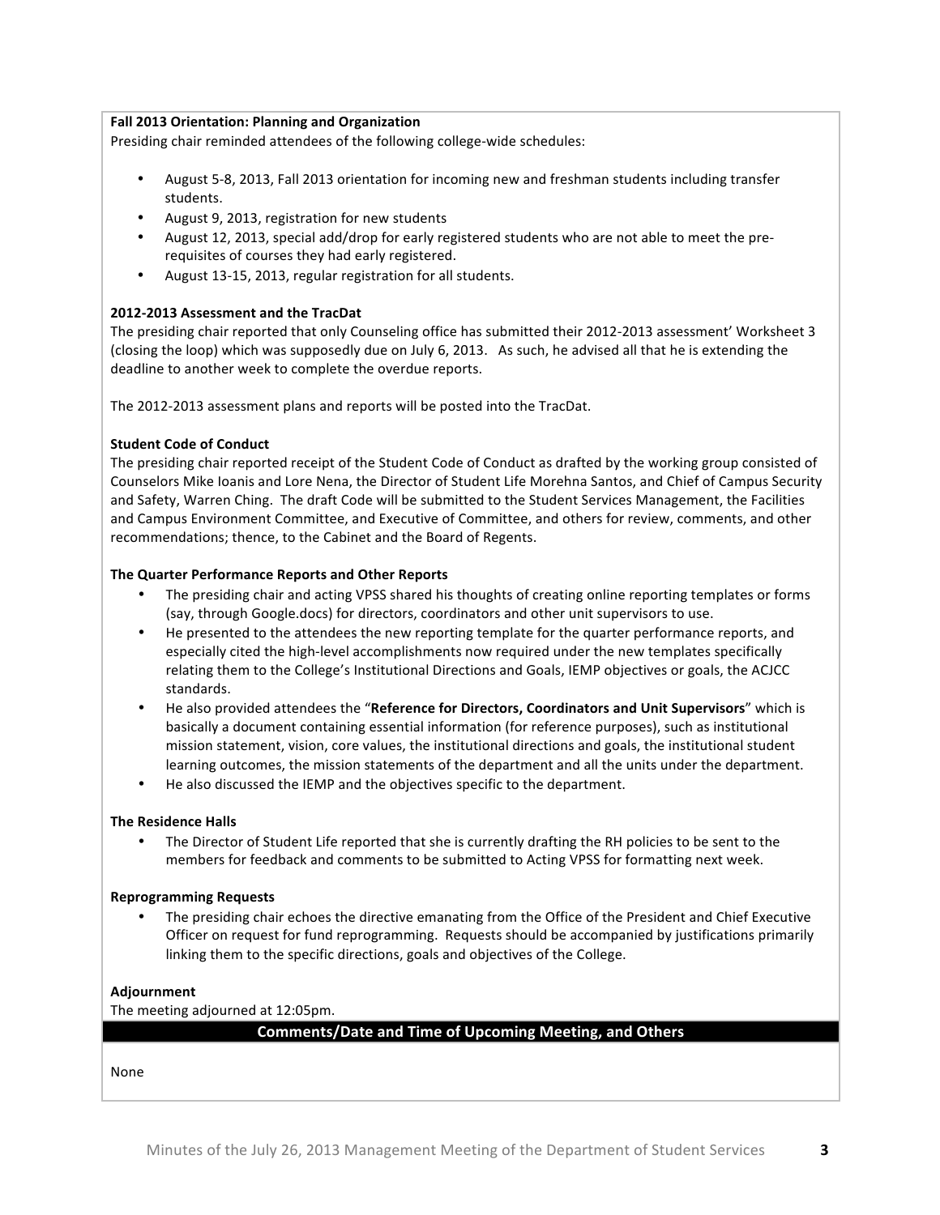**Fall 2013 Orientation: Planning and Organization**

Presiding chair reminded attendees of the following college-wide schedules:

- August 5-8, 2013, Fall 2013 orientation for incoming new and freshman students including transfer students.
- August 9, 2013, registration for new students
- August 12, 2013, special add/drop for early registered students who are not able to meet the pre-requisites of courses they had early registered.
- August 13-15, 2013, regular registration for all students.

**2012-2013 Assessment and the TracDat**

The presiding chair reported that only Counseling office has submitted their 2012-2013 assessment' Worksheet 3 (closing the loop) which was supposedly due on July 6, 2013. As such, he advised all that he is extending the deadline to another week to complete the overdue reports.

The 2012-2013 assessment plans and reports will be posted into the TracDat.

**Student Code of Conduct**

The presiding chair reported receipt of the Student Code of Conduct as drafted by the working group consisted of Counselors Mike Ioanis and Lore Nena, the Director of Student Life Morehna Santos, and Chief of Campus Security and Safety, Warren Ching. The draft Code will be submitted to the Student Services Management, the Facilities and Campus Environment Committee, and Executive of Committee, and others for review, comments, and other recommendations; thence, to the Cabinet and the Board of Regents.

**The Quarter Performance Reports and Other Reports**

- The presiding chair and acting VPSS shared his thoughts of creating online reporting templates or forms (say, through Google.docs) for directors, coordinators and other unit supervisors to use.
- He presented to the attendees the new reporting template for the quarter performance reports, and especially cited the high-level accomplishments now required under the new templates specifically relating them to the College's Institutional Directions and Goals, IEMP objectives or goals, the ACJCC standards.
- He also provided attendees the "**Reference for Directors, Coordinators and Unit Supervisors**" which is basically a document containing essential information (for reference purposes), such as institutional mission statement, vision, core values, the institutional directions and goals, the institutional student learning outcomes, the mission statements of the department and all the units under the department.
- He also discussed the IEMP and the objectives specific to the department.

**The Residence Halls**

- The Director of Student Life reported that she is currently drafting the RH policies to be sent to the members for feedback and comments to be submitted to Acting VPSS for formatting next week.

**Reprogramming Requests**

- The presiding chair echoes the directive emanating from the Office of the President and Chief Executive Officer on request for fund reprogramming. Requests should be accompanied by justifications primarily linking them to the specific directions, goals and objectives of the College.

**Adjournment**

The meeting adjourned at 12:05pm.

**Comments/Date and Time of Upcoming Meeting, and Others**

None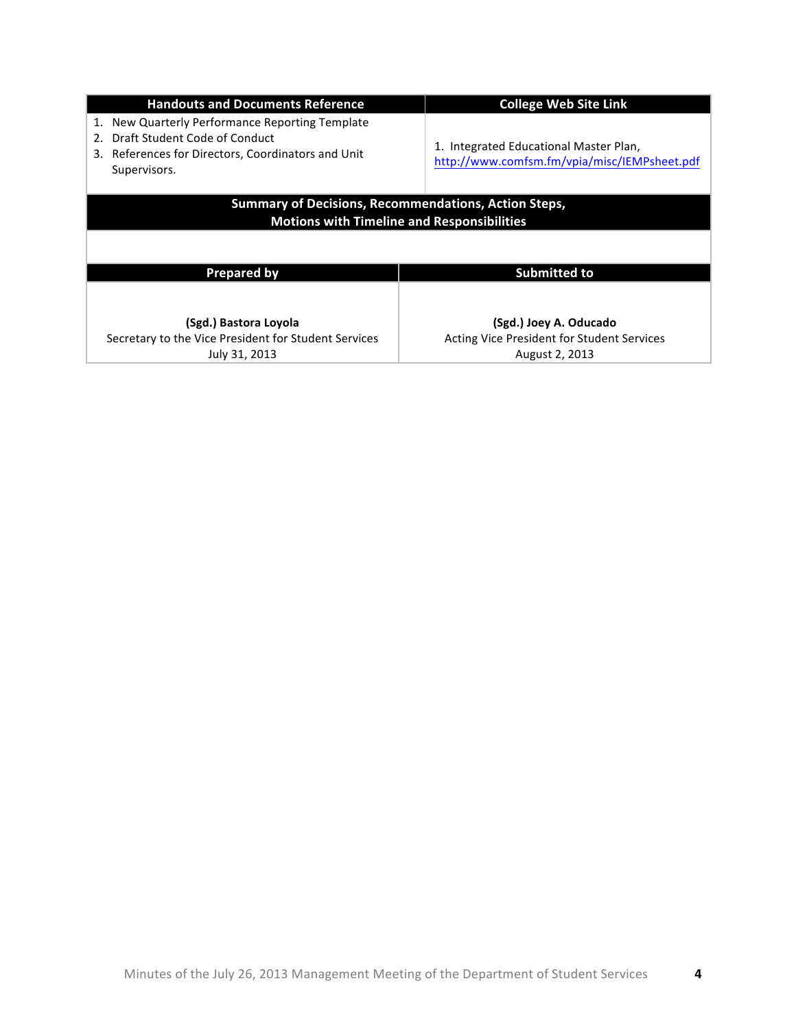| Handouts and Documents Reference | College Web Site Link |
| --- | --- |
| 1. New Quarterly Performance Reporting Template<br>2. Draft Student Code of Conduct<br>3. References for Directors, Coordinators and Unit Supervisors. | 1. Integrated Educational Master Plan, http://www.comfsm.fm/vpia/misc/IEMPsheet.pdf |

| Summary of Decisions, Recommendations, Action Steps, Motions with Timeline and Responsibilities |
| --- |
| |

| Prepared by | Submitted to |
| --- | --- |
| **(Sgd.) Bastora Loyola**<br>Secretary to the Vice President for Student Services<br>July 31, 2013 | **(Sgd.) Joey A. Oducado**<br>Acting Vice President for Student Services<br>August 2, 2013 |

Minutes of the July 26, 2013 Management Meeting of the Department of Student Services